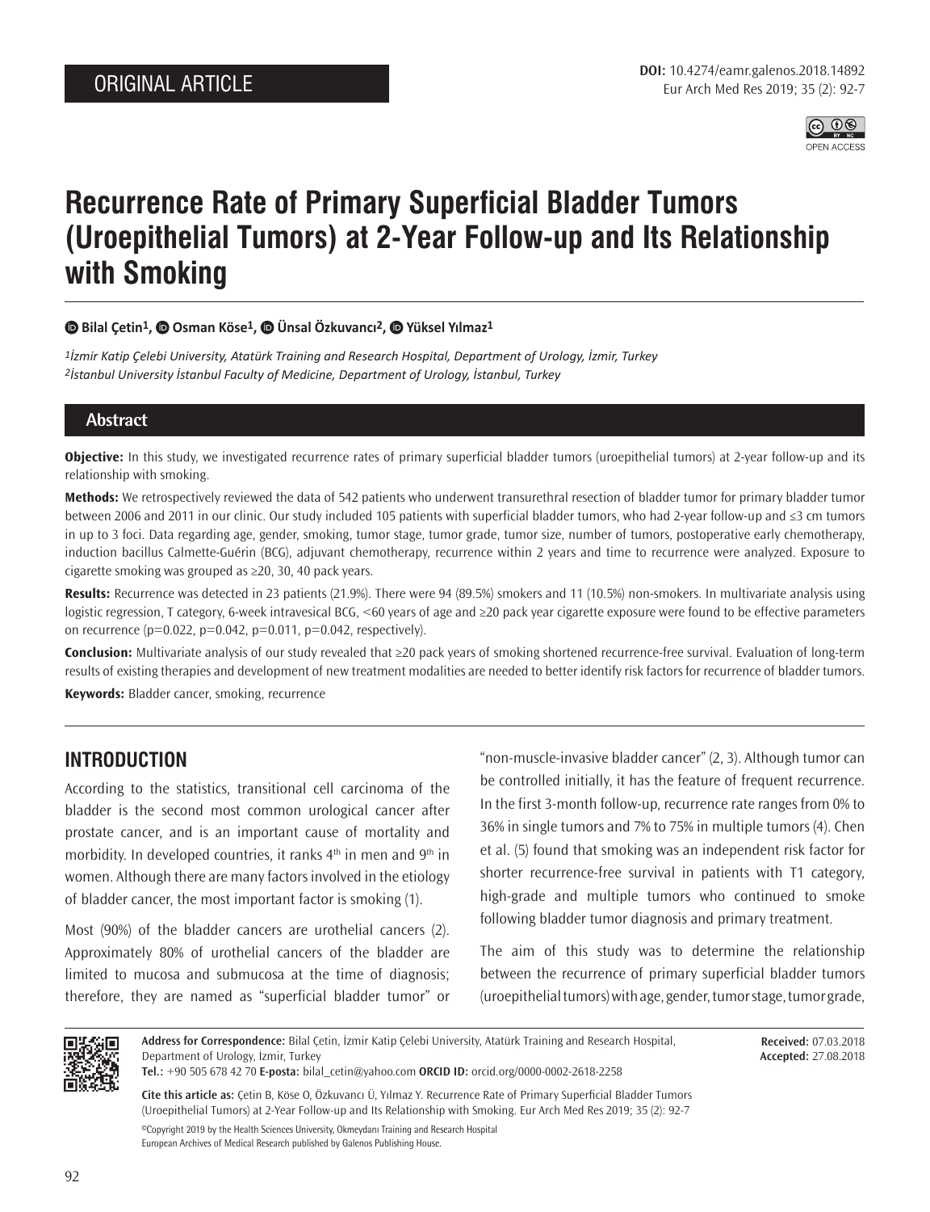ORIGINAL ARTICLE

DOI: 10.4274/eamr.galenos.2018.14892

# Recurrence Rate of Primary Superficial Bladder Tumors (Uroepithelial Tumors) at 2-Year Follow-up and Its Relationship with Smoking

**Bilal Çetin[1], Osman Köse[1], Ünsal Özkuvancı[2], Yüksel Yılmaz[1]**

*[1]İzmir Katip Çelebi University, Atatürk Training and Research Hospital, Department of Urology, İzmir, Turkey*
*[2]İstanbul University İstanbul Faculty of Medicine, Department of Urology, İstanbul, Turkey*

## Abstract

**Objective:** In this study, we investigated recurrence rates of primary superficial bladder tumors (uroepithelial tumors) at 2-year follow-up and its relationship with smoking.

**Methods:** We retrospectively reviewed the data of 542 patients who underwent transurethral resection of bladder tumor for primary bladder tumor between 2006 and 2011 in our clinic. Our study included 105 patients with superficial bladder tumors, who had 2-year follow-up and ≤3 cm tumors in up to 3 foci. Data regarding age, gender, smoking, tumor stage, tumor grade, tumor size, number of tumors, postoperative early chemotherapy, induction bacillus Calmette-Guérin (BCG), adjuvant chemotherapy, recurrence within 2 years and time to recurrence were analyzed. Exposure to cigarette smoking was grouped as ≥20, 30, 40 pack years.

**Results:** Recurrence was detected in 23 patients (21.9%). There were 94 (89.5%) smokers and 11 (10.5%) non-smokers. In multivariate analysis using logistic regression, T category, 6-week intravesical BCG, <60 years of age and ≥20 pack year cigarette exposure were found to be effective parameters on recurrence (p=0.022, p=0.042, p=0.011, p=0.042, respectively).

**Conclusion:** Multivariate analysis of our study revealed that ≥20 pack years of smoking shortened recurrence-free survival. Evaluation of long-term results of existing therapies and development of new treatment modalities are needed to better identify risk factors for recurrence of bladder tumors.

**Keywords:** Bladder cancer, smoking, recurrence

## INTRODUCTION

According to the statistics, transitional cell carcinoma of the bladder is the second most common urological cancer after prostate cancer, and is an important cause of mortality and morbidity. In developed countries, it ranks 4th in men and 9th in women. Although there are many factors involved in the etiology of bladder cancer, the most important factor is smoking (1).

Most (90%) of the bladder cancers are urothelial cancers (2). Approximately 80% of urothelial cancers of the bladder are limited to mucosa and submucosa at the time of diagnosis; therefore, they are named as "superficial bladder tumor" or "non-muscle-invasive bladder cancer" (2, 3). Although tumor can be controlled initially, it has the feature of frequent recurrence. In the first 3-month follow-up, recurrence rate ranges from 0% to 36% in single tumors and 7% to 75% in multiple tumors (4). Chen et al. (5) found that smoking was an independent risk factor for shorter recurrence-free survival in patients with T1 category, high-grade and multiple tumors who continued to smoke following bladder tumor diagnosis and primary treatment.

The aim of this study was to determine the relationship between the recurrence of primary superficial bladder tumors (uroepithelial tumors) with age, gender, tumor stage, tumor grade,

**Address for Correspondence:** Bilal Çetin, İzmir Katip Çelebi University, Atatürk Training and Research Hospital, Department of Urology, İzmir, Turkey
**Tel.:** +90 505 678 42 70 **E-posta:** bilal_cetin@yahoo.com **ORCID ID:** orcid.org/0000-0002-2618-2258

**Received:** 07.03.2018
**Accepted:** 27.08.2018

**Cite this article as:** Çetin B, Köse O, Özkuvancı Ü, Yılmaz Y. Recurrence Rate of Primary Superficial Bladder Tumors (Uroepithelial Tumors) at 2-Year Follow-up and Its Relationship with Smoking. Eur Arch Med Res 2019; 35 (2): 92-7

©Copyright 2019 by the Health Sciences University, Okmeydanı Training and Research Hospital
European Archives of Medical Research published by Galenos Publishing House.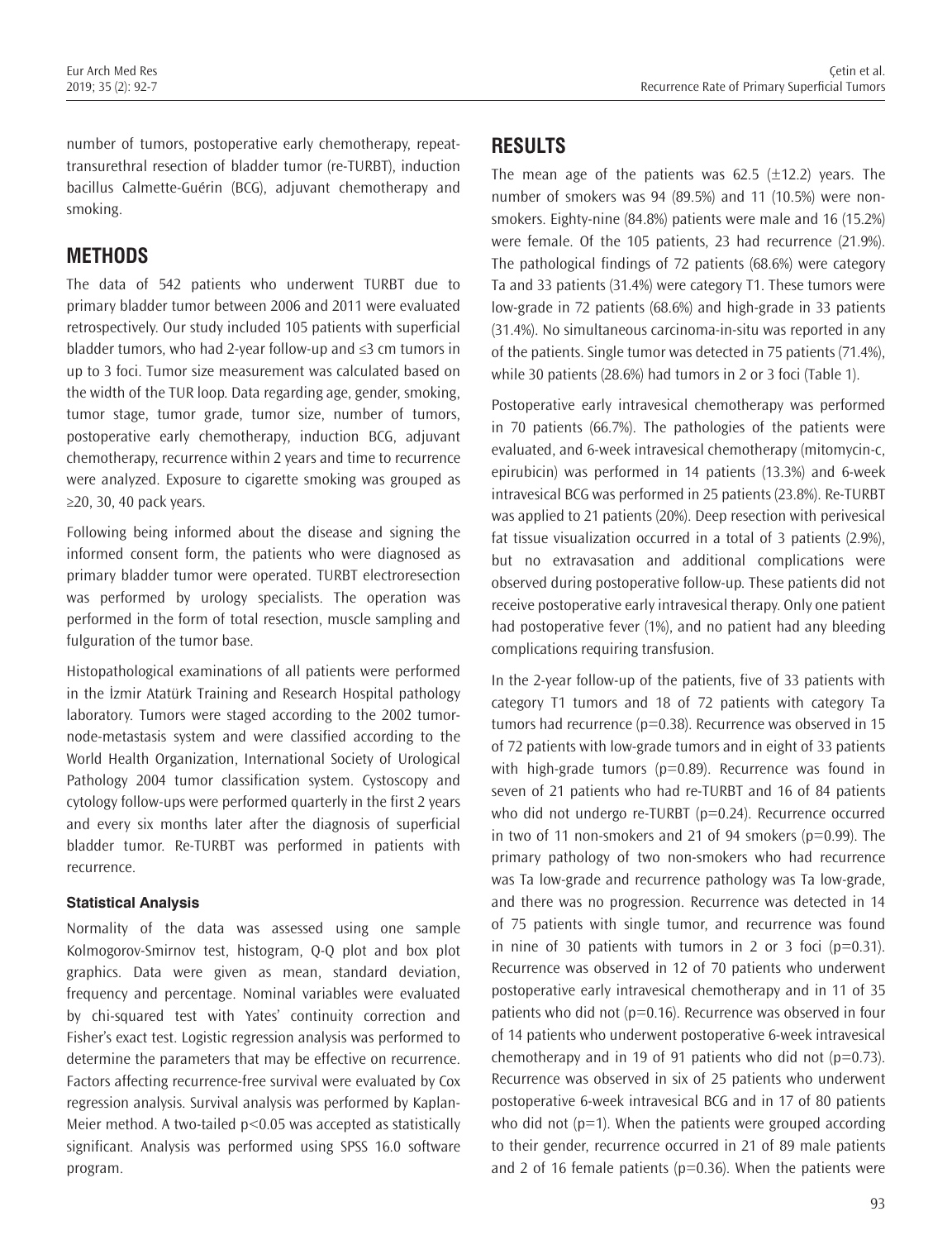number of tumors, postoperative early chemotherapy, repeat-transurethral resection of bladder tumor (re-TURBT), induction bacillus Calmette-Guérin (BCG), adjuvant chemotherapy and smoking.

## METHODS

The data of 542 patients who underwent TURBT due to primary bladder tumor between 2006 and 2011 were evaluated retrospectively. Our study included 105 patients with superficial bladder tumors, who had 2-year follow-up and ≤3 cm tumors in up to 3 foci. Tumor size measurement was calculated based on the width of the TUR loop. Data regarding age, gender, smoking, tumor stage, tumor grade, tumor size, number of tumors, postoperative early chemotherapy, induction BCG, adjuvant chemotherapy, recurrence within 2 years and time to recurrence were analyzed. Exposure to cigarette smoking was grouped as ≥20, 30, 40 pack years.

Following being informed about the disease and signing the informed consent form, the patients who were diagnosed as primary bladder tumor were operated. TURBT electroresection was performed by urology specialists. The operation was performed in the form of total resection, muscle sampling and fulguration of the tumor base.

Histopathological examinations of all patients were performed in the İzmir Atatürk Training and Research Hospital pathology laboratory. Tumors were staged according to the 2002 tumor-node-metastasis system and were classified according to the World Health Organization, International Society of Urological Pathology 2004 tumor classification system. Cystoscopy and cytology follow-ups were performed quarterly in the first 2 years and every six months later after the diagnosis of superficial bladder tumor. Re-TURBT was performed in patients with recurrence.

### Statistical Analysis

Normality of the data was assessed using one sample Kolmogorov-Smirnov test, histogram, Q-Q plot and box plot graphics. Data were given as mean, standard deviation, frequency and percentage. Nominal variables were evaluated by chi-squared test with Yates' continuity correction and Fisher's exact test. Logistic regression analysis was performed to determine the parameters that may be effective on recurrence. Factors affecting recurrence-free survival were evaluated by Cox regression analysis. Survival analysis was performed by Kaplan-Meier method. A two-tailed $p<0.05$ was accepted as statistically significant. Analysis was performed using SPSS 16.0 software program.

## RESULTS

The mean age of the patients was 62.5 (±12.2) years. The number of smokers was 94 (89.5%) and 11 (10.5%) were non-smokers. Eighty-nine (84.8%) patients were male and 16 (15.2%) were female. Of the 105 patients, 23 had recurrence (21.9%). The pathological findings of 72 patients (68.6%) were category Ta and 33 patients (31.4%) were category T1. These tumors were low-grade in 72 patients (68.6%) and high-grade in 33 patients (31.4%). No simultaneous carcinoma-in-situ was reported in any of the patients. Single tumor was detected in 75 patients (71.4%), while 30 patients (28.6%) had tumors in 2 or 3 foci (Table 1).

Postoperative early intravesical chemotherapy was performed in 70 patients (66.7%). The pathologies of the patients were evaluated, and 6-week intravesical chemotherapy (mitomycin-c, epirubicin) was performed in 14 patients (13.3%) and 6-week intravesical BCG was performed in 25 patients (23.8%). Re-TURBT was applied to 21 patients (20%). Deep resection with perivesical fat tissue visualization occurred in a total of 3 patients (2.9%), but no extravasation and additional complications were observed during postoperative follow-up. These patients did not receive postoperative early intravesical therapy. Only one patient had postoperative fever (1%), and no patient had any bleeding complications requiring transfusion.

In the 2-year follow-up of the patients, five of 33 patients with category T1 tumors and 18 of 72 patients with category Ta tumors had recurrence ($p=0.38$). Recurrence was observed in 15 of 72 patients with low-grade tumors and in eight of 33 patients with high-grade tumors ($p=0.89$). Recurrence was found in seven of 21 patients who had re-TURBT and 16 of 84 patients who did not undergo re-TURBT ($p=0.24$). Recurrence occurred in two of 11 non-smokers and 21 of 94 smokers ($p=0.99$). The primary pathology of two non-smokers who had recurrence was Ta low-grade and recurrence pathology was Ta low-grade, and there was no progression. Recurrence was detected in 14 of 75 patients with single tumor, and recurrence was found in nine of 30 patients with tumors in 2 or 3 foci ($p=0.31$). Recurrence was observed in 12 of 70 patients who underwent postoperative early intravesical chemotherapy and in 11 of 35 patients who did not ($p=0.16$). Recurrence was observed in four of 14 patients who underwent postoperative 6-week intravesical chemotherapy and in 19 of 91 patients who did not ($p=0.73$). Recurrence was observed in six of 25 patients who underwent postoperative 6-week intravesical BCG and in 17 of 80 patients who did not ($p=1$). When the patients were grouped according to their gender, recurrence occurred in 21 of 89 male patients and 2 of 16 female patients ($p=0.36$). When the patients were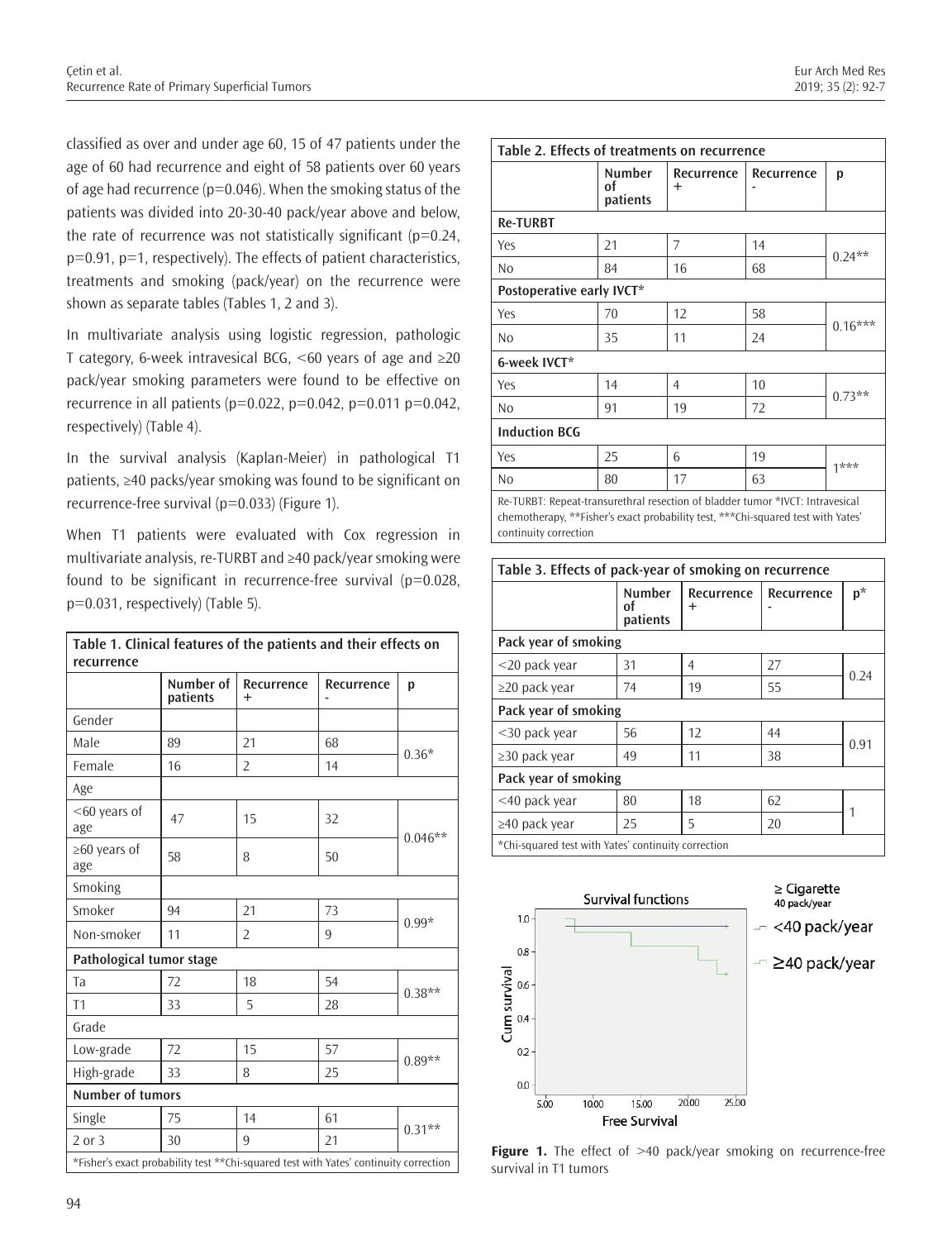classified as over and under age 60, 15 of 47 patients under the age of 60 had recurrence and eight of 58 patients over 60 years of age had recurrence (p=0.046). When the smoking status of the patients was divided into 20-30-40 pack/year above and below, the rate of recurrence was not statistically significant (p=0.24, p=0.91, p=1, respectively). The effects of patient characteristics, treatments and smoking (pack/year) on the recurrence were shown as separate tables (Tables 1, 2 and 3).

In multivariate analysis using logistic regression, pathologic T category, 6-week intravesical BCG, <60 years of age and ≥20 pack/year smoking parameters were found to be effective on recurrence in all patients (p=0.022, p=0.042, p=0.011 p=0.042, respectively) (Table 4).

In the survival analysis (Kaplan-Meier) in pathological T1 patients, ≥40 packs/year smoking was found to be significant on recurrence-free survival (p=0.033) (Figure 1).

When T1 patients were evaluated with Cox regression in multivariate analysis, re-TURBT and ≥40 pack/year smoking were found to be significant in recurrence-free survival (p=0.028, p=0.031, respectively) (Table 5).

**Table 1. Clinical features of the patients and their effects on recurrence**

| | Number of patients | Recurrence + | Recurrence - | p |
|---|---|---|---|---|
| Gender | | | | |
| Male | 89 | 21 | 68 | 0.36* |
| Female | 16 | 2 | 14 | |
| Age | | | | |
| <60 years of age | 47 | 15 | 32 | 0.046** |
| ≥60 years of age | 58 | 8 | 50 | |
| Smoking | | | | |
| Smoker | 94 | 21 | 73 | 0.99* |
| Non-smoker | 11 | 2 | 9 | |
| **Pathological tumor stage** | | | | |
| Ta | 72 | 18 | 54 | 0.38** |
| T1 | 33 | 5 | 28 | |
| Grade | | | | |
| Low-grade | 72 | 15 | 57 | 0.89** |
| High-grade | 33 | 8 | 25 | |
| **Number of tumors** | | | | |
| Single | 75 | 14 | 61 | 0.31** |
| 2 or 3 | 30 | 9 | 21 | |

*Fisher's exact probability test **Chi-squared test with Yates' continuity correction

**Table 2. Effects of treatments on recurrence**

| | Number of patients | Recurrence + | Recurrence - | p |
|---|---|---|---|---|
| **Re-TURBT** | | | | |
| Yes | 21 | 7 | 14 | 0.24** |
| No | 84 | 16 | 68 | |
| **Postoperative early IVCT*** | | | | |
| Yes | 70 | 12 | 58 | 0.16*** |
| No | 35 | 11 | 24 | |
| **6-week IVCT*** | | | | |
| Yes | 14 | 4 | 10 | 0.73** |
| No | 91 | 19 | 72 | |
| **Induction BCG** | | | | |
| Yes | 25 | 6 | 19 | 1*** |
| No | 80 | 17 | 63 | |

Re-TURBT: Repeat-transurethral resection of bladder tumor *IVCT: Intravesical chemotherapy, **Fisher's exact probability test, ***Chi-squared test with Yates' continuity correction

**Table 3. Effects of pack-year of smoking on recurrence**

| | Number of patients | Recurrence + | Recurrence - | p* |
|---|---|---|---|---|
| **Pack year of smoking** | | | | |
| <20 pack year | 31 | 4 | 27 | 0.24 |
| ≥20 pack year | 74 | 19 | 55 | |
| **Pack year of smoking** | | | | |
| <30 pack year | 56 | 12 | 44 | 0.91 |
| ≥30 pack year | 49 | 11 | 38 | |
| **Pack year of smoking** | | | | |
| <40 pack year | 80 | 18 | 62 | 1 |
| ≥40 pack year | 25 | 5 | 20 | |

*Chi-squared test with Yates' continuity correction

**Figure 1.** The effect of >40 pack/year smoking on recurrence-free survival in T1 tumors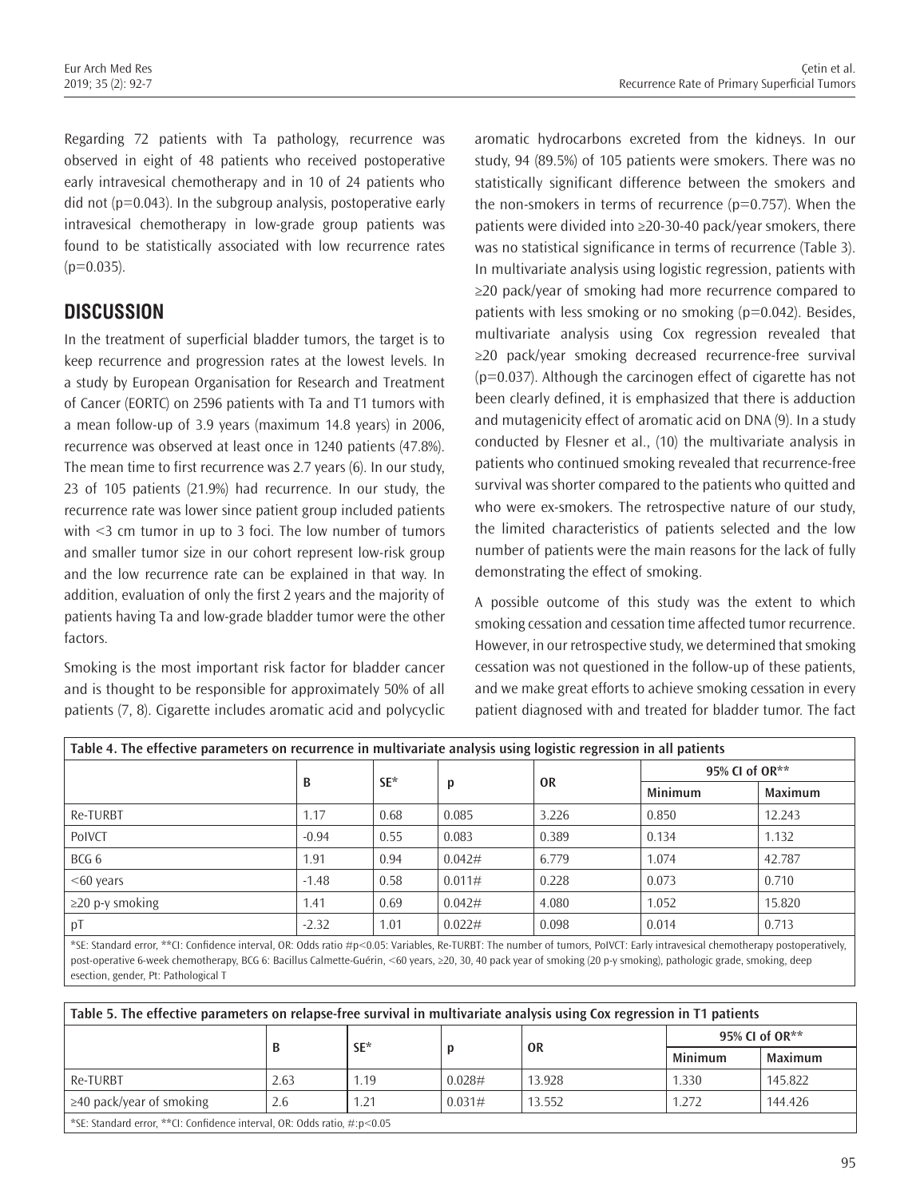Regarding 72 patients with Ta pathology, recurrence was observed in eight of 48 patients who received postoperative early intravesical chemotherapy and in 10 of 24 patients who did not (p=0.043). In the subgroup analysis, postoperative early intravesical chemotherapy in low-grade group patients was found to be statistically associated with low recurrence rates (p=0.035).

## DISCUSSION

In the treatment of superficial bladder tumors, the target is to keep recurrence and progression rates at the lowest levels. In a study by European Organisation for Research and Treatment of Cancer (EORTC) on 2596 patients with Ta and T1 tumors with a mean follow-up of 3.9 years (maximum 14.8 years) in 2006, recurrence was observed at least once in 1240 patients (47.8%). The mean time to first recurrence was 2.7 years (6). In our study, 23 of 105 patients (21.9%) had recurrence. In our study, the recurrence rate was lower since patient group included patients with <3 cm tumor in up to 3 foci. The low number of tumors and smaller tumor size in our cohort represent low-risk group and the low recurrence rate can be explained in that way. In addition, evaluation of only the first 2 years and the majority of patients having Ta and low-grade bladder tumor were the other factors.

Smoking is the most important risk factor for bladder cancer and is thought to be responsible for approximately 50% of all patients (7, 8). Cigarette includes aromatic acid and polycyclic aromatic hydrocarbons excreted from the kidneys. In our study, 94 (89.5%) of 105 patients were smokers. There was no statistically significant difference between the smokers and the non-smokers in terms of recurrence (p=0.757). When the patients were divided into ≥20-30-40 pack/year smokers, there was no statistical significance in terms of recurrence (Table 3). In multivariate analysis using logistic regression, patients with ≥20 pack/year of smoking had more recurrence compared to patients with less smoking or no smoking (p=0.042). Besides, multivariate analysis using Cox regression revealed that ≥20 pack/year smoking decreased recurrence-free survival (p=0.037). Although the carcinogen effect of cigarette has not been clearly defined, it is emphasized that there is adduction and mutagenicity effect of aromatic acid on DNA (9). In a study conducted by Flesner et al., (10) the multivariate analysis in patients who continued smoking revealed that recurrence-free survival was shorter compared to the patients who quitted and who were ex-smokers. The retrospective nature of our study, the limited characteristics of patients selected and the low number of patients were the main reasons for the lack of fully demonstrating the effect of smoking.

A possible outcome of this study was the extent to which smoking cessation and cessation time affected tumor recurrence. However, in our retrospective study, we determined that smoking cessation was not questioned in the follow-up of these patients, and we make great efforts to achieve smoking cessation in every patient diagnosed with and treated for bladder tumor. The fact

**Table 4. The effective parameters on recurrence in multivariate analysis using logistic regression in all patients**

| | B | SE* | p | OR | 95% CI of OR** | |
|---|---|---|---|---|---|---|
| | | | | | Minimum | Maximum |
| Re-TURBT | 1.17 | 0.68 | 0.085 | 3.226 | 0.850 | 12.243 |
| PoIVCT | -0.94 | 0.55 | 0.083 | 0.389 | 0.134 | 1.132 |
| BCG 6 | 1.91 | 0.94 | 0.042# | 6.779 | 1.074 | 42.787 |
| <60 years | -1.48 | 0.58 | 0.011# | 0.228 | 0.073 | 0.710 |
| ≥20 p-y smoking | 1.41 | 0.69 | 0.042# | 4.080 | 1.052 | 15.820 |
| pT | -2.32 | 1.01 | 0.022# | 0.098 | 0.014 | 0.713 |

*SE: Standard error, **CI: Confidence interval, OR: Odds ratio #p<0.05: Variables, Re-TURBT: The number of tumors, PoIVCT: Early intravesical chemotherapy postoperatively, post-operative 6-week chemotherapy, BCG 6: Bacillus Calmette-Guérin, <60 years, ≥20, 30, 40 pack year of smoking (20 p-y smoking), pathologic grade, smoking, deep esection, gender, Pt: Pathological T

**Table 5. The effective parameters on relapse-free survival in multivariate analysis using Cox regression in T1 patients**

| | B | SE* | p | OR | 95% CI of OR** | |
|---|---|---|---|---|---|---|
| | | | | | Minimum | Maximum |
| Re-TURBT | 2.63 | 1.19 | 0.028# | 13.928 | 1.330 | 145.822 |
| ≥40 pack/year of smoking | 2.6 | 1.21 | 0.031# | 13.552 | 1.272 | 144.426 |

*SE: Standard error, **CI: Confidence interval, OR: Odds ratio, #:p<0.05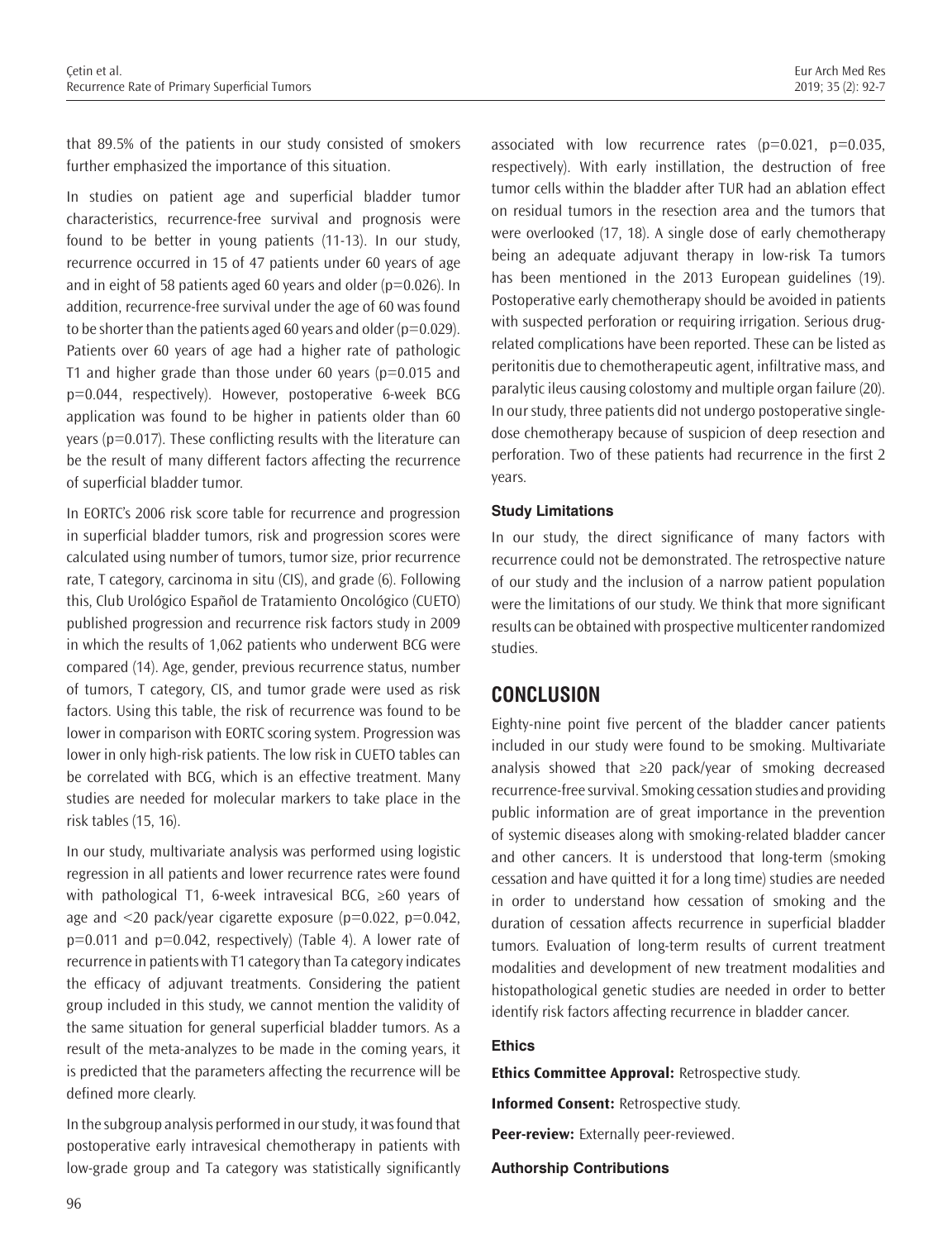that 89.5% of the patients in our study consisted of smokers further emphasized the importance of this situation.

In studies on patient age and superficial bladder tumor characteristics, recurrence-free survival and prognosis were found to be better in young patients (11-13). In our study, recurrence occurred in 15 of 47 patients under 60 years of age and in eight of 58 patients aged 60 years and older (p=0.026). In addition, recurrence-free survival under the age of 60 was found to be shorter than the patients aged 60 years and older (p=0.029). Patients over 60 years of age had a higher rate of pathologic T1 and higher grade than those under 60 years (p=0.015 and p=0.044, respectively). However, postoperative 6-week BCG application was found to be higher in patients older than 60 years (p=0.017). These conflicting results with the literature can be the result of many different factors affecting the recurrence of superficial bladder tumor.

In EORTC's 2006 risk score table for recurrence and progression in superficial bladder tumors, risk and progression scores were calculated using number of tumors, tumor size, prior recurrence rate, T category, carcinoma in situ (CIS), and grade (6). Following this, Club Urológico Español de Tratamiento Oncológico (CUETO) published progression and recurrence risk factors study in 2009 in which the results of 1,062 patients who underwent BCG were compared (14). Age, gender, previous recurrence status, number of tumors, T category, CIS, and tumor grade were used as risk factors. Using this table, the risk of recurrence was found to be lower in comparison with EORTC scoring system. Progression was lower in only high-risk patients. The low risk in CUETO tables can be correlated with BCG, which is an effective treatment. Many studies are needed for molecular markers to take place in the risk tables (15, 16).

In our study, multivariate analysis was performed using logistic regression in all patients and lower recurrence rates were found with pathological T1, 6-week intravesical BCG, ≥60 years of age and <20 pack/year cigarette exposure (p=0.022, p=0.042, p=0.011 and p=0.042, respectively) (Table 4). A lower rate of recurrence in patients with T1 category than Ta category indicates the efficacy of adjuvant treatments. Considering the patient group included in this study, we cannot mention the validity of the same situation for general superficial bladder tumors. As a result of the meta-analyzes to be made in the coming years, it is predicted that the parameters affecting the recurrence will be defined more clearly.

In the subgroup analysis performed in our study, it was found that postoperative early intravesical chemotherapy in patients with low-grade group and Ta category was statistically significantly associated with low recurrence rates (p=0.021, p=0.035, respectively). With early instillation, the destruction of free tumor cells within the bladder after TUR had an ablation effect on residual tumors in the resection area and the tumors that were overlooked (17, 18). A single dose of early chemotherapy being an adequate adjuvant therapy in low-risk Ta tumors has been mentioned in the 2013 European guidelines (19). Postoperative early chemotherapy should be avoided in patients with suspected perforation or requiring irrigation. Serious drug-related complications have been reported. These can be listed as peritonitis due to chemotherapeutic agent, infiltrative mass, and paralytic ileus causing colostomy and multiple organ failure (20). In our study, three patients did not undergo postoperative single-dose chemotherapy because of suspicion of deep resection and perforation. Two of these patients had recurrence in the first 2 years.

### Study Limitations

In our study, the direct significance of many factors with recurrence could not be demonstrated. The retrospective nature of our study and the inclusion of a narrow patient population were the limitations of our study. We think that more significant results can be obtained with prospective multicenter randomized studies.

## CONCLUSION

Eighty-nine point five percent of the bladder cancer patients included in our study were found to be smoking. Multivariate analysis showed that ≥20 pack/year of smoking decreased recurrence-free survival. Smoking cessation studies and providing public information are of great importance in the prevention of systemic diseases along with smoking-related bladder cancer and other cancers. It is understood that long-term (smoking cessation and have quitted it for a long time) studies are needed in order to understand how cessation of smoking and the duration of cessation affects recurrence in superficial bladder tumors. Evaluation of long-term results of current treatment modalities and development of new treatment modalities and histopathological genetic studies are needed in order to better identify risk factors affecting recurrence in bladder cancer.

### Ethics

**Ethics Committee Approval:** Retrospective study.

**Informed Consent:** Retrospective study.

**Peer-review:** Externally peer-reviewed.

### Authorship Contributions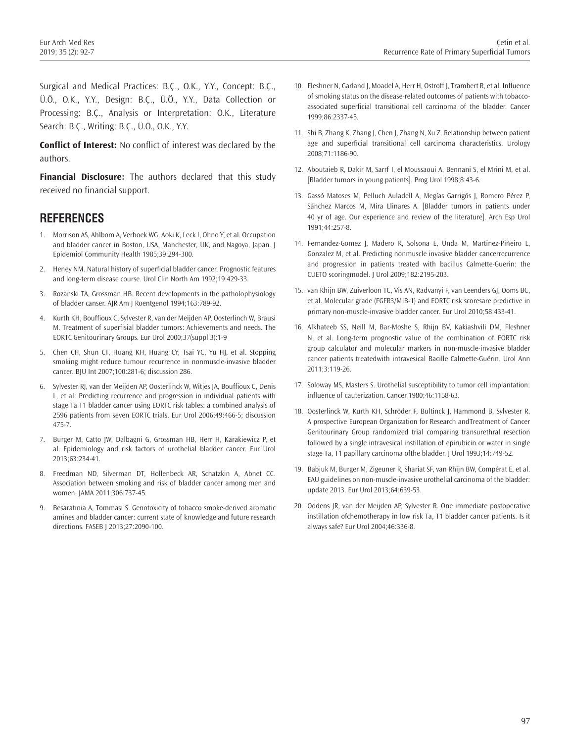Surgical and Medical Practices: B.Ç., O.K., Y.Y., Concept: B.Ç., Ü.Ö., O.K., Y.Y., Design: B.Ç., Ü.Ö., Y.Y., Data Collection or Processing: B.Ç., Analysis or Interpretation: O.K., Literature Search: B.Ç., Writing: B.Ç., Ü.Ö., O.K., Y.Y.

**Conflict of Interest:** No conflict of interest was declared by the authors.

**Financial Disclosure:** The authors declared that this study received no financial support.

## REFERENCES

1. Morrison AS, Ahlbom A, Verhoek WG, Aoki K, Leck I, Ohno Y, et al. Occupation and bladder cancer in Boston, USA, Manchester, UK, and Nagoya, Japan. J Epidemiol Community Health 1985;39:294-300.
2. Heney NM. Natural history of superficial bladder cancer. Prognostic features and long-term disease course. Urol Clin North Am 1992;19:429-33.
3. Rozanski TA, Grossman HB. Recent developments in the patholophysiology of bladder canser. AJR Am J Roentgenol 1994;163:789-92.
4. Kurth KH, Bouffioux C, Sylvester R, van der Meijden AP, Oosterlinch W, Brausi M. Treatment of superfisial bladder tumors: Achievements and needs. The EORTC Genitourinary Groups. Eur Urol 2000;37(suppl 3):1-9
5. Chen CH, Shun CT, Huang KH, Huang CY, Tsai YC, Yu HJ, et al. Stopping smoking might reduce tumour recurrence in nonmuscle-invasive bladder cancer. BJU Int 2007;100:281-6; discussion 286.
6. Sylvester RJ, van der Meijden AP, Oosterlinck W, Witjes JA, Bouffioux C, Denis L, et al: Predicting recurrence and progression in individual patients with stage Ta T1 bladder cancer using EORTC risk tables: a combined analysis of 2596 patients from seven EORTC trials. Eur Urol 2006;49:466-5; discussion 475-7.
7. Burger M, Catto JW, Dalbagni G, Grossman HB, Herr H, Karakiewicz P, et al. Epidemiology and risk factors of urothelial bladder cancer. Eur Urol 2013;63:234-41.
8. Freedman ND, Silverman DT, Hollenbeck AR, Schatzkin A, Abnet CC. Association between smoking and risk of bladder cancer among men and women. JAMA 2011;306:737-45.
9. Besaratinia A, Tommasi S. Genotoxicity of tobacco smoke-derived aromatic amines and bladder cancer: current state of knowledge and future research directions. FASEB J 2013;27:2090-100.
10. Fleshner N, Garland J, Moadel A, Herr H, Ostroff J, Trambert R, et al. Influence of smoking status on the disease-related outcomes of patients with tobacco-associated superficial transitional cell carcinoma of the bladder. Cancer 1999;86:2337-45.
11. Shi B, Zhang K, Zhang J, Chen J, Zhang N, Xu Z. Relationship between patient age and superficial transitional cell carcinoma characteristics. Urology 2008;71:1186-90.
12. Aboutaieb R, Dakir M, Sarrf I, el Moussaoui A, Bennani S, el Mrini M, et al. [Bladder tumors in young patients]. Prog Urol 1998;8:43-6.
13. Gassó Matoses M, Pelluch Auladell A, Megías Garrigós J, Romero Pérez P, Sánchez Marcos M, Mira Llinares A. [Bladder tumors in patients under 40 yr of age. Our experience and review of the literature]. Arch Esp Urol 1991;44:257-8.
14. Fernandez-Gomez J, Madero R, Solsona E, Unda M, Martinez-Piñeiro L, Gonzalez M, et al. Predicting nonmuscle invasive bladder cancerrecurrence and progression in patients treated with bacillus Calmette-Guerin: the CUETO scoringmodel. J Urol 2009;182:2195-203.
15. van Rhijn BW, Zuiverloon TC, Vis AN, Radvanyi F, van Leenders GJ, Ooms BC, et al. Molecular grade (FGFR3/MIB-1) and EORTC risk scoresare predictive in primary non-muscle-invasive bladder cancer. Eur Urol 2010;58:433-41.
16. Alkhateeb SS, Neill M, Bar-Moshe S, Rhijn BV, Kakiashvili DM, Fleshner N, et al. Long-term prognostic value of the combination of EORTC risk group calculator and molecular markers in non-muscle-invasive bladder cancer patients treatedwith intravesical Bacille Calmette-Guérin. Urol Ann 2011;3:119-26.
17. Soloway MS, Masters S. Urothelial susceptibility to tumor cell implantation: influence of cauterization. Cancer 1980;46:1158-63.
18. Oosterlinck W, Kurth KH, Schröder F, Bultinck J, Hammond B, Sylvester R. A prospective European Organization for Research andTreatment of Cancer Genitourinary Group randomized trial comparing transurethral resection followed by a single intravesical instillation of epirubicin or water in single stage Ta, T1 papillary carcinoma ofthe bladder. J Urol 1993;14:749-52.
19. Babjuk M, Burger M, Zigeuner R, Shariat SF, van Rhijn BW, Compérat E, et al. EAU guidelines on non-muscle-invasive urothelial carcinoma of the bladder: update 2013. Eur Urol 2013;64:639-53.
20. Oddens JR, van der Meijden AP, Sylvester R. One immediate postoperative instillation ofchemotherapy in low risk Ta, T1 bladder cancer patients. Is it always safe? Eur Urol 2004;46:336-8.